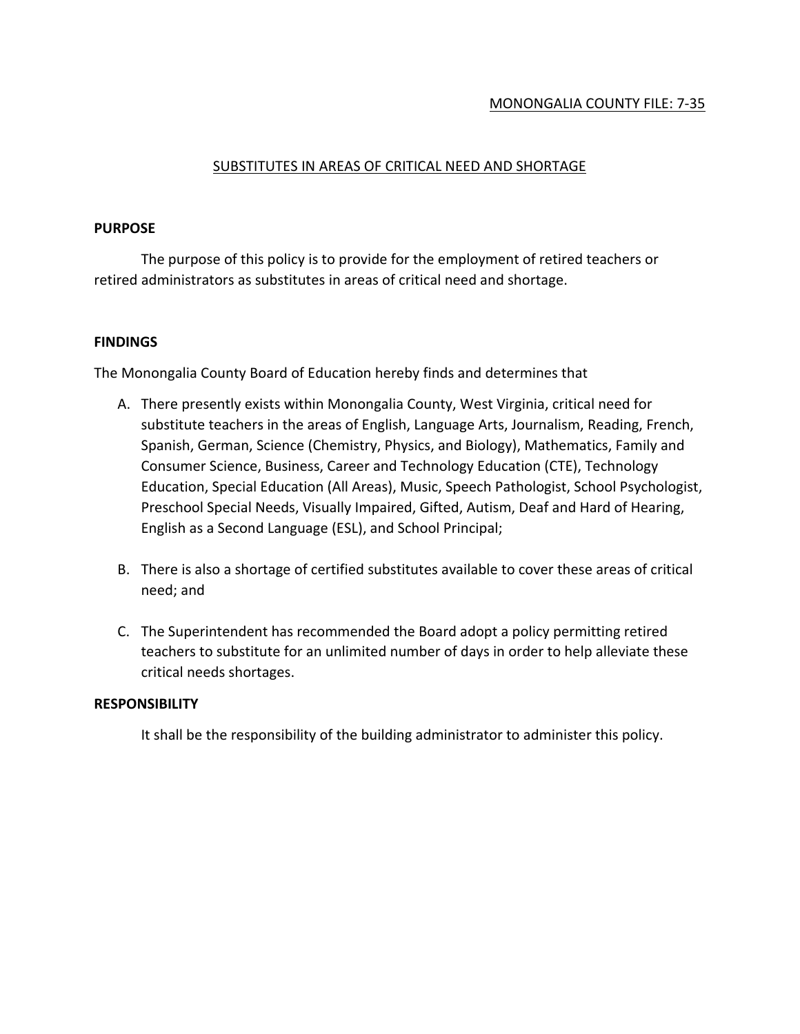MONONGALIA COUNTY FILE: 7-35

# SUBSTITUTES IN AREAS OF CRITICAL NEED AND SHORTAGE

## PURPOSE

The purpose of this policy is to provide for the employment of retired teachers or retired administrators as substitutes in areas of critical need and shortage.

## FINDINGS

The Monongalia County Board of Education hereby finds and determines that

A. There presently exists within Monongalia County, West Virginia, critical need for substitute teachers in the areas of English, Language Arts, Journalism, Reading, French, Spanish, German, Science (Chemistry, Physics, and Biology), Mathematics, Family and Consumer Science, Business, Career and Technology Education (CTE), Technology Education, Special Education (All Areas), Music, Speech Pathologist, School Psychologist, Preschool Special Needs, Visually Impaired, Gifted, Autism, Deaf and Hard of Hearing, English as a Second Language (ESL), and School Principal;

B. There is also a shortage of certified substitutes available to cover these areas of critical need; and

C. The Superintendent has recommended the Board adopt a policy permitting retired teachers to substitute for an unlimited number of days in order to help alleviate these critical needs shortages.

## RESPONSIBILITY

It shall be the responsibility of the building administrator to administer this policy.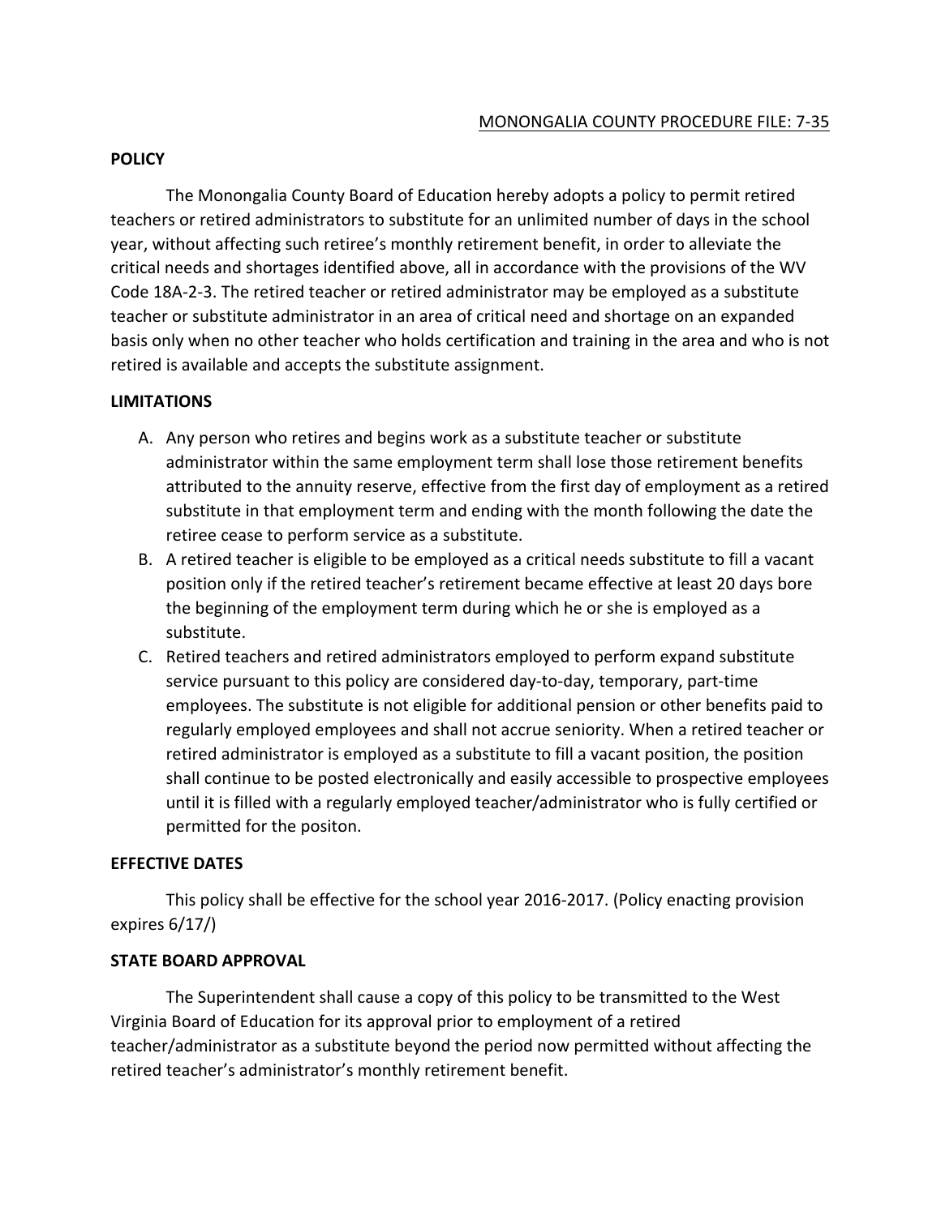MONONGALIA COUNTY PROCEDURE FILE: 7-35

**POLICY**

The Monongalia County Board of Education hereby adopts a policy to permit retired teachers or retired administrators to substitute for an unlimited number of days in the school year, without affecting such retiree's monthly retirement benefit, in order to alleviate the critical needs and shortages identified above, all in accordance with the provisions of the WV Code 18A-2-3. The retired teacher or retired administrator may be employed as a substitute teacher or substitute administrator in an area of critical need and shortage on an expanded basis only when no other teacher who holds certification and training in the area and who is not retired is available and accepts the substitute assignment.

**LIMITATIONS**

A. Any person who retires and begins work as a substitute teacher or substitute administrator within the same employment term shall lose those retirement benefits attributed to the annuity reserve, effective from the first day of employment as a retired substitute in that employment term and ending with the month following the date the retiree cease to perform service as a substitute.
B. A retired teacher is eligible to be employed as a critical needs substitute to fill a vacant position only if the retired teacher's retirement became effective at least 20 days bore the beginning of the employment term during which he or she is employed as a substitute.
C. Retired teachers and retired administrators employed to perform expand substitute service pursuant to this policy are considered day-to-day, temporary, part-time employees. The substitute is not eligible for additional pension or other benefits paid to regularly employed employees and shall not accrue seniority. When a retired teacher or retired administrator is employed as a substitute to fill a vacant position, the position shall continue to be posted electronically and easily accessible to prospective employees until it is filled with a regularly employed teacher/administrator who is fully certified or permitted for the positon.

**EFFECTIVE DATES**

This policy shall be effective for the school year 2016-2017. (Policy enacting provision expires 6/17/)

**STATE BOARD APPROVAL**

The Superintendent shall cause a copy of this policy to be transmitted to the West Virginia Board of Education for its approval prior to employment of a retired teacher/administrator as a substitute beyond the period now permitted without affecting the retired teacher's administrator's monthly retirement benefit.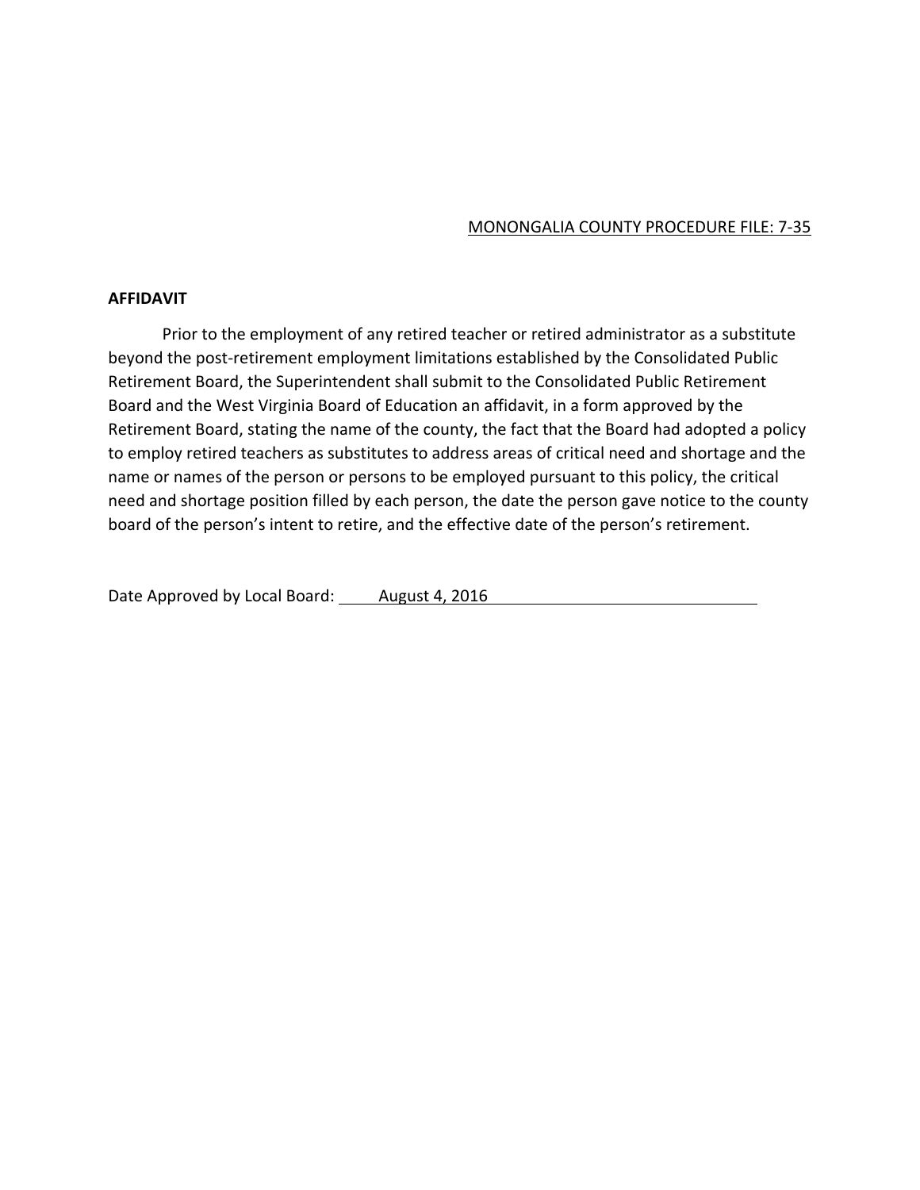MONONGALIA COUNTY PROCEDURE FILE: 7-35

**AFFIDAVIT**

Prior to the employment of any retired teacher or retired administrator as a substitute beyond the post-retirement employment limitations established by the Consolidated Public Retirement Board, the Superintendent shall submit to the Consolidated Public Retirement Board and the West Virginia Board of Education an affidavit, in a form approved by the Retirement Board, stating the name of the county, the fact that the Board had adopted a policy to employ retired teachers as substitutes to address areas of critical need and shortage and the name or names of the person or persons to be employed pursuant to this policy, the critical need and shortage position filled by each person, the date the person gave notice to the county board of the person's intent to retire, and the effective date of the person's retirement.

Date Approved by Local Board: August 4, 2016